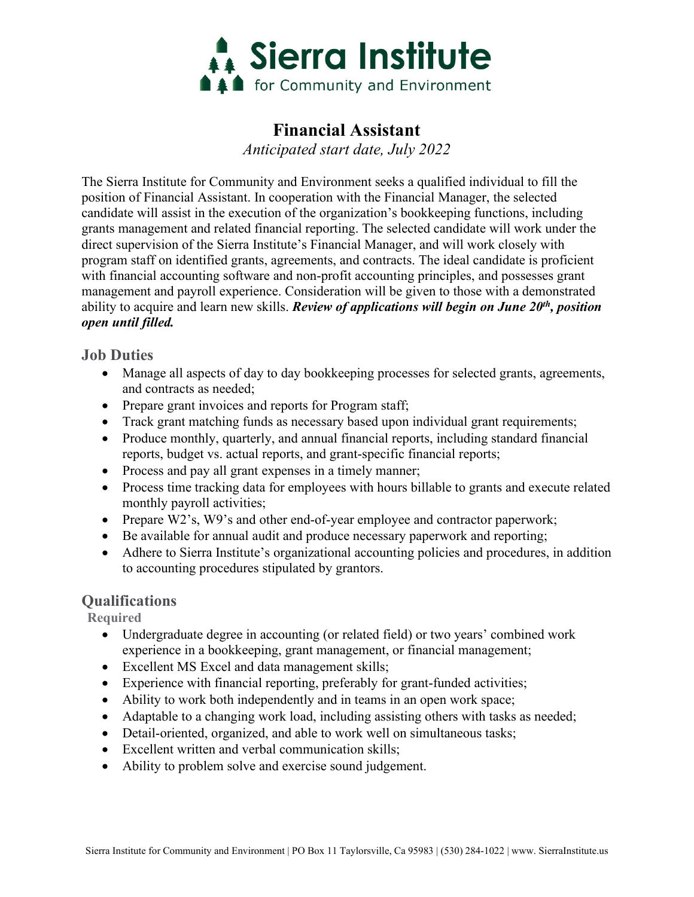# Sierra Institute
for Community and Environment

## Financial Assistant

*Anticipated start date, July 2022*

The Sierra Institute for Community and Environment seeks a qualified individual to fill the position of Financial Assistant. In cooperation with the Financial Manager, the selected candidate will assist in the execution of the organization's bookkeeping functions, including grants management and related financial reporting. The selected candidate will work under the direct supervision of the Sierra Institute's Financial Manager, and will work closely with program staff on identified grants, agreements, and contracts. The ideal candidate is proficient with financial accounting software and non-profit accounting principles, and possesses grant management and payroll experience. Consideration will be given to those with a demonstrated ability to acquire and learn new skills. ***Review of applications will begin on June 20th, position open until filled.***

### Job Duties

- Manage all aspects of day to day bookkeeping processes for selected grants, agreements, and contracts as needed;
- Prepare grant invoices and reports for Program staff;
- Track grant matching funds as necessary based upon individual grant requirements;
- Produce monthly, quarterly, and annual financial reports, including standard financial reports, budget vs. actual reports, and grant-specific financial reports;
- Process and pay all grant expenses in a timely manner;
- Process time tracking data for employees with hours billable to grants and execute related monthly payroll activities;
- Prepare W2's, W9's and other end-of-year employee and contractor paperwork;
- Be available for annual audit and produce necessary paperwork and reporting;
- Adhere to Sierra Institute's organizational accounting policies and procedures, in addition to accounting procedures stipulated by grantors.

### Qualifications

#### Required

- Undergraduate degree in accounting (or related field) or two years' combined work experience in a bookkeeping, grant management, or financial management;
- Excellent MS Excel and data management skills;
- Experience with financial reporting, preferably for grant-funded activities;
- Ability to work both independently and in teams in an open work space;
- Adaptable to a changing work load, including assisting others with tasks as needed;
- Detail-oriented, organized, and able to work well on simultaneous tasks;
- Excellent written and verbal communication skills;
- Ability to problem solve and exercise sound judgement.

Sierra Institute for Community and Environment | PO Box 11 Taylorsville, Ca 95983 | (530) 284-1022 | www. SierraInstitute.us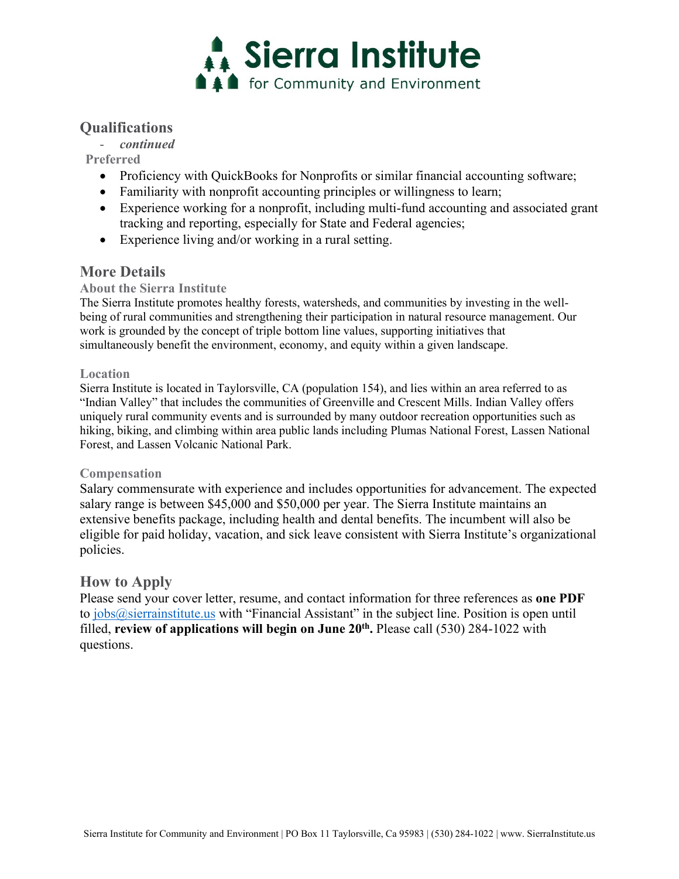## Qualifications

- *continued*

### Preferred

- Proficiency with QuickBooks for Nonprofits or similar financial accounting software;
- Familiarity with nonprofit accounting principles or willingness to learn;
- Experience working for a nonprofit, including multi-fund accounting and associated grant tracking and reporting, especially for State and Federal agencies;
- Experience living and/or working in a rural setting.

## More Details

### About the Sierra Institute

The Sierra Institute promotes healthy forests, watersheds, and communities by investing in the well-being of rural communities and strengthening their participation in natural resource management. Our work is grounded by the concept of triple bottom line values, supporting initiatives that simultaneously benefit the environment, economy, and equity within a given landscape.

### Location

Sierra Institute is located in Taylorsville, CA (population 154), and lies within an area referred to as "Indian Valley" that includes the communities of Greenville and Crescent Mills. Indian Valley offers uniquely rural community events and is surrounded by many outdoor recreation opportunities such as hiking, biking, and climbing within area public lands including Plumas National Forest, Lassen National Forest, and Lassen Volcanic National Park.

### Compensation

Salary commensurate with experience and includes opportunities for advancement. The expected salary range is between $45,000 and $50,000 per year. The Sierra Institute maintains an extensive benefits package, including health and dental benefits. The incumbent will also be eligible for paid holiday, vacation, and sick leave consistent with Sierra Institute's organizational policies.

## How to Apply

Please send your cover letter, resume, and contact information for three references as **one PDF** to jobs@sierrainstitute.us with "Financial Assistant" in the subject line. Position is open until filled, **review of applications will begin on June 20th.** Please call (530) 284-1022 with questions.